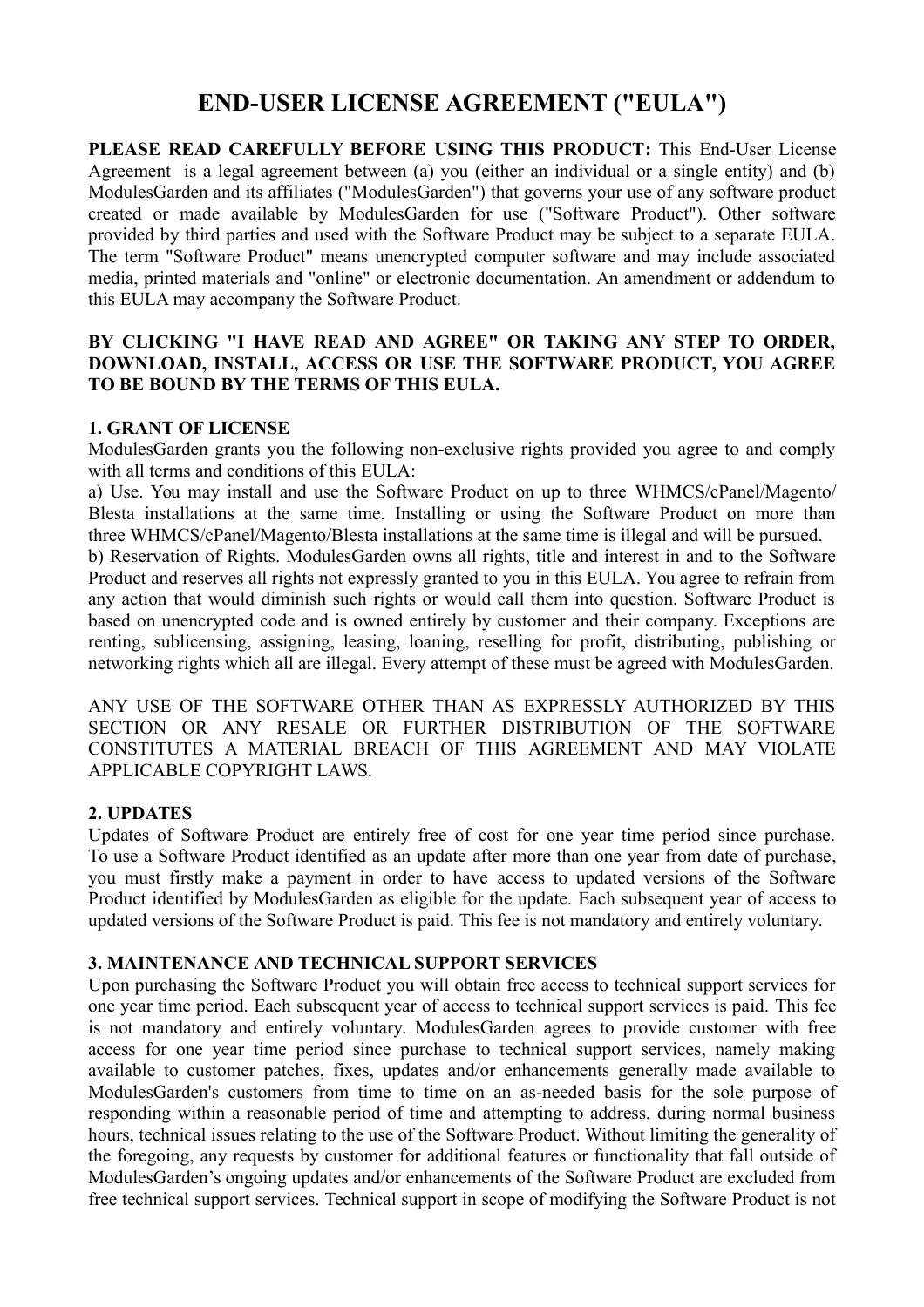# END-USER LICENSE AGREEMENT ("EULA")

**PLEASE READ CAREFULLY BEFORE USING THIS PRODUCT:** This End-User License Agreement is a legal agreement between (a) you (either an individual or a single entity) and (b) ModulesGarden and its affiliates ("ModulesGarden") that governs your use of any software product created or made available by ModulesGarden for use ("Software Product"). Other software provided by third parties and used with the Software Product may be subject to a separate EULA. The term "Software Product" means unencrypted computer software and may include associated media, printed materials and "online" or electronic documentation. An amendment or addendum to this EULA may accompany the Software Product.

**BY CLICKING "I HAVE READ AND AGREE" OR TAKING ANY STEP TO ORDER, DOWNLOAD, INSTALL, ACCESS OR USE THE SOFTWARE PRODUCT, YOU AGREE TO BE BOUND BY THE TERMS OF THIS EULA.**

## 1. GRANT OF LICENSE

ModulesGarden grants you the following non-exclusive rights provided you agree to and comply with all terms and conditions of this EULA:

a) Use. You may install and use the Software Product on up to three WHMCS/cPanel/Magento/Blesta installations at the same time. Installing or using the Software Product on more than three WHMCS/cPanel/Magento/Blesta installations at the same time is illegal and will be pursued.

b) Reservation of Rights. ModulesGarden owns all rights, title and interest in and to the Software Product and reserves all rights not expressly granted to you in this EULA. You agree to refrain from any action that would diminish such rights or would call them into question. Software Product is based on unencrypted code and is owned entirely by customer and their company. Exceptions are renting, sublicensing, assigning, leasing, loaning, reselling for profit, distributing, publishing or networking rights which all are illegal. Every attempt of these must be agreed with ModulesGarden.

ANY USE OF THE SOFTWARE OTHER THAN AS EXPRESSLY AUTHORIZED BY THIS SECTION OR ANY RESALE OR FURTHER DISTRIBUTION OF THE SOFTWARE CONSTITUTES A MATERIAL BREACH OF THIS AGREEMENT AND MAY VIOLATE APPLICABLE COPYRIGHT LAWS.

## 2. UPDATES

Updates of Software Product are entirely free of cost for one year time period since purchase. To use a Software Product identified as an update after more than one year from date of purchase, you must firstly make a payment in order to have access to updated versions of the Software Product identified by ModulesGarden as eligible for the update. Each subsequent year of access to updated versions of the Software Product is paid. This fee is not mandatory and entirely voluntary.

## 3. MAINTENANCE AND TECHNICAL SUPPORT SERVICES

Upon purchasing the Software Product you will obtain free access to technical support services for one year time period. Each subsequent year of access to technical support services is paid. This fee is not mandatory and entirely voluntary. ModulesGarden agrees to provide customer with free access for one year time period since purchase to technical support services, namely making available to customer patches, fixes, updates and/or enhancements generally made available to ModulesGarden's customers from time to time on an as-needed basis for the sole purpose of responding within a reasonable period of time and attempting to address, during normal business hours, technical issues relating to the use of the Software Product. Without limiting the generality of the foregoing, any requests by customer for additional features or functionality that fall outside of ModulesGarden's ongoing updates and/or enhancements of the Software Product are excluded from free technical support services. Technical support in scope of modifying the Software Product is not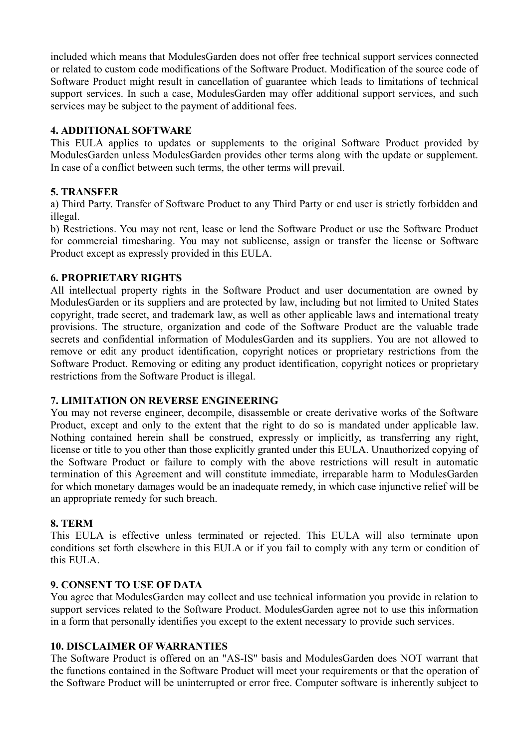included which means that ModulesGarden does not offer free technical support services connected or related to custom code modifications of the Software Product. Modification of the source code of Software Product might result in cancellation of guarantee which leads to limitations of technical support services. In such a case, ModulesGarden may offer additional support services, and such services may be subject to the payment of additional fees.

**4. ADDITIONAL SOFTWARE**

This EULA applies to updates or supplements to the original Software Product provided by ModulesGarden unless ModulesGarden provides other terms along with the update or supplement. In case of a conflict between such terms, the other terms will prevail.

**5. TRANSFER**

a) Third Party. Transfer of Software Product to any Third Party or end user is strictly forbidden and illegal.

b) Restrictions. You may not rent, lease or lend the Software Product or use the Software Product for commercial timesharing. You may not sublicense, assign or transfer the license or Software Product except as expressly provided in this EULA.

**6. PROPRIETARY RIGHTS**

All intellectual property rights in the Software Product and user documentation are owned by ModulesGarden or its suppliers and are protected by law, including but not limited to United States copyright, trade secret, and trademark law, as well as other applicable laws and international treaty provisions. The structure, organization and code of the Software Product are the valuable trade secrets and confidential information of ModulesGarden and its suppliers. You are not allowed to remove or edit any product identification, copyright notices or proprietary restrictions from the Software Product. Removing or editing any product identification, copyright notices or proprietary restrictions from the Software Product is illegal.

**7. LIMITATION ON REVERSE ENGINEERING**

You may not reverse engineer, decompile, disassemble or create derivative works of the Software Product, except and only to the extent that the right to do so is mandated under applicable law. Nothing contained herein shall be construed, expressly or implicitly, as transferring any right, license or title to you other than those explicitly granted under this EULA. Unauthorized copying of the Software Product or failure to comply with the above restrictions will result in automatic termination of this Agreement and will constitute immediate, irreparable harm to ModulesGarden for which monetary damages would be an inadequate remedy, in which case injunctive relief will be an appropriate remedy for such breach.

**8. TERM**

This EULA is effective unless terminated or rejected. This EULA will also terminate upon conditions set forth elsewhere in this EULA or if you fail to comply with any term or condition of this EULA.

**9. CONSENT TO USE OF DATA**

You agree that ModulesGarden may collect and use technical information you provide in relation to support services related to the Software Product. ModulesGarden agree not to use this information in a form that personally identifies you except to the extent necessary to provide such services.

**10. DISCLAIMER OF WARRANTIES**

The Software Product is offered on an "AS-IS" basis and ModulesGarden does NOT warrant that the functions contained in the Software Product will meet your requirements or that the operation of the Software Product will be uninterrupted or error free. Computer software is inherently subject to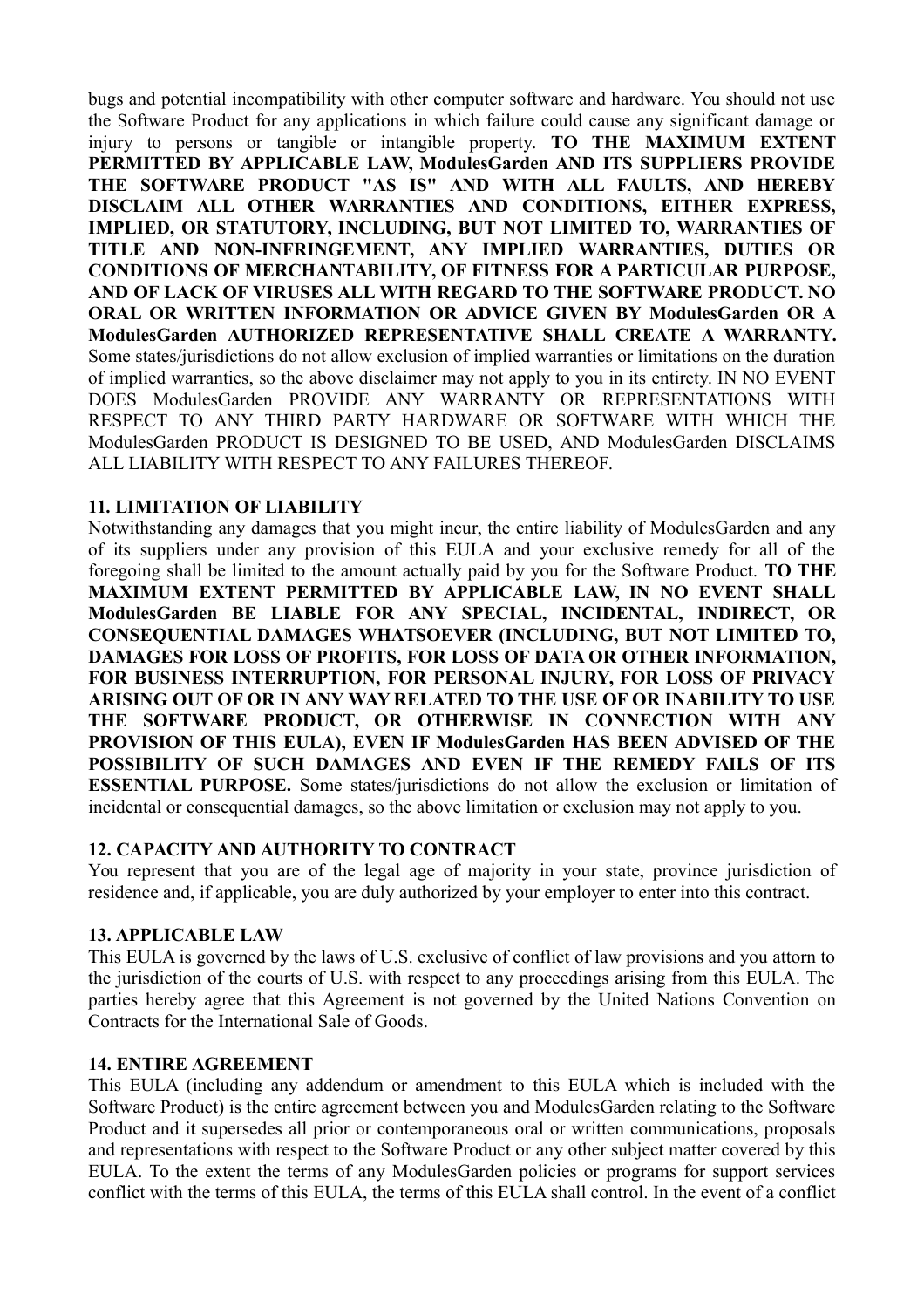bugs and potential incompatibility with other computer software and hardware. You should not use the Software Product for any applications in which failure could cause any significant damage or injury to persons or tangible or intangible property. **TO THE MAXIMUM EXTENT PERMITTED BY APPLICABLE LAW, ModulesGarden AND ITS SUPPLIERS PROVIDE THE SOFTWARE PRODUCT "AS IS" AND WITH ALL FAULTS, AND HEREBY DISCLAIM ALL OTHER WARRANTIES AND CONDITIONS, EITHER EXPRESS, IMPLIED, OR STATUTORY, INCLUDING, BUT NOT LIMITED TO, WARRANTIES OF TITLE AND NON-INFRINGEMENT, ANY IMPLIED WARRANTIES, DUTIES OR CONDITIONS OF MERCHANTABILITY, OF FITNESS FOR A PARTICULAR PURPOSE, AND OF LACK OF VIRUSES ALL WITH REGARD TO THE SOFTWARE PRODUCT. NO ORAL OR WRITTEN INFORMATION OR ADVICE GIVEN BY ModulesGarden OR A ModulesGarden AUTHORIZED REPRESENTATIVE SHALL CREATE A WARRANTY.** Some states/jurisdictions do not allow exclusion of implied warranties or limitations on the duration of implied warranties, so the above disclaimer may not apply to you in its entirety. IN NO EVENT DOES ModulesGarden PROVIDE ANY WARRANTY OR REPRESENTATIONS WITH RESPECT TO ANY THIRD PARTY HARDWARE OR SOFTWARE WITH WHICH THE ModulesGarden PRODUCT IS DESIGNED TO BE USED, AND ModulesGarden DISCLAIMS ALL LIABILITY WITH RESPECT TO ANY FAILURES THEREOF.

**11. LIMITATION OF LIABILITY**

Notwithstanding any damages that you might incur, the entire liability of ModulesGarden and any of its suppliers under any provision of this EULA and your exclusive remedy for all of the foregoing shall be limited to the amount actually paid by you for the Software Product. **TO THE MAXIMUM EXTENT PERMITTED BY APPLICABLE LAW, IN NO EVENT SHALL ModulesGarden BE LIABLE FOR ANY SPECIAL, INCIDENTAL, INDIRECT, OR CONSEQUENTIAL DAMAGES WHATSOEVER (INCLUDING, BUT NOT LIMITED TO, DAMAGES FOR LOSS OF PROFITS, FOR LOSS OF DATA OR OTHER INFORMATION, FOR BUSINESS INTERRUPTION, FOR PERSONAL INJURY, FOR LOSS OF PRIVACY ARISING OUT OF OR IN ANY WAY RELATED TO THE USE OF OR INABILITY TO USE THE SOFTWARE PRODUCT, OR OTHERWISE IN CONNECTION WITH ANY PROVISION OF THIS EULA), EVEN IF ModulesGarden HAS BEEN ADVISED OF THE POSSIBILITY OF SUCH DAMAGES AND EVEN IF THE REMEDY FAILS OF ITS ESSENTIAL PURPOSE.** Some states/jurisdictions do not allow the exclusion or limitation of incidental or consequential damages, so the above limitation or exclusion may not apply to you.

**12. CAPACITY AND AUTHORITY TO CONTRACT**

You represent that you are of the legal age of majority in your state, province jurisdiction of residence and, if applicable, you are duly authorized by your employer to enter into this contract.

**13. APPLICABLE LAW**

This EULA is governed by the laws of U.S. exclusive of conflict of law provisions and you attorn to the jurisdiction of the courts of U.S. with respect to any proceedings arising from this EULA. The parties hereby agree that this Agreement is not governed by the United Nations Convention on Contracts for the International Sale of Goods.

**14. ENTIRE AGREEMENT**

This EULA (including any addendum or amendment to this EULA which is included with the Software Product) is the entire agreement between you and ModulesGarden relating to the Software Product and it supersedes all prior or contemporaneous oral or written communications, proposals and representations with respect to the Software Product or any other subject matter covered by this EULA. To the extent the terms of any ModulesGarden policies or programs for support services conflict with the terms of this EULA, the terms of this EULA shall control. In the event of a conflict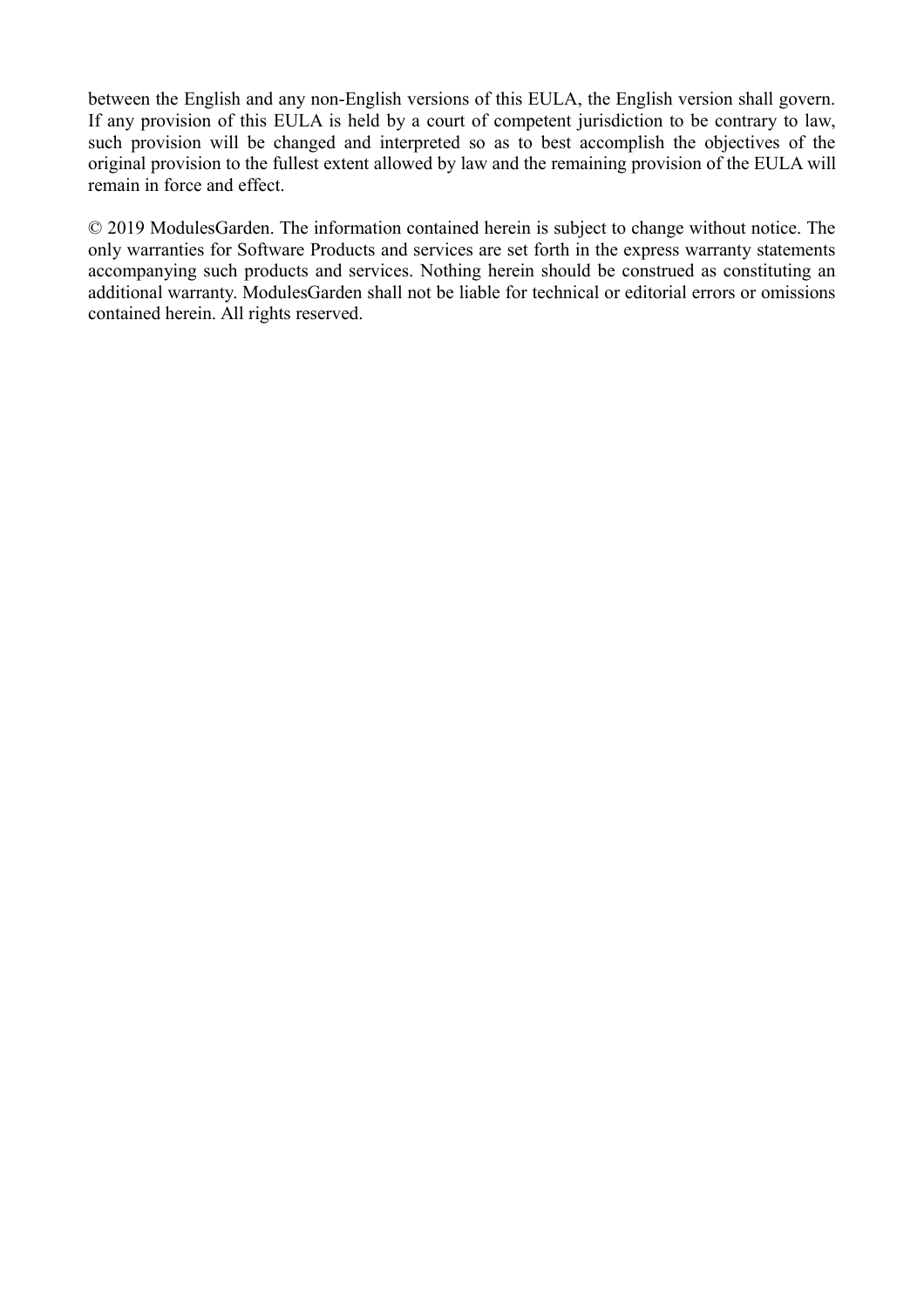between the English and any non-English versions of this EULA, the English version shall govern. If any provision of this EULA is held by a court of competent jurisdiction to be contrary to law, such provision will be changed and interpreted so as to best accomplish the objectives of the original provision to the fullest extent allowed by law and the remaining provision of the EULA will remain in force and effect.

© 2019 ModulesGarden. The information contained herein is subject to change without notice. The only warranties for Software Products and services are set forth in the express warranty statements accompanying such products and services. Nothing herein should be construed as constituting an additional warranty. ModulesGarden shall not be liable for technical or editorial errors or omissions contained herein. All rights reserved.